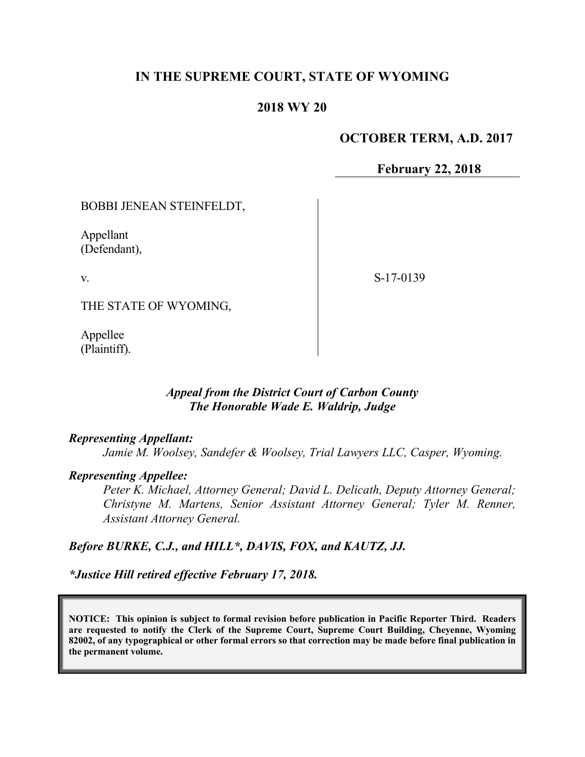**IN THE SUPREME COURT, STATE OF WYOMING**

**2018 WY 20**

**OCTOBER TERM, A.D. 2017**

**February 22, 2018**

| | |
|---|---|
| BOBBI JENEAN STEINFELDT,<br><br>Appellant<br>(Defendant),<br><br>v.<br><br>THE STATE OF WYOMING,<br><br>Appellee<br>(Plaintiff). | S-17-0139 |

***Appeal from the District Court of Carbon County***
***The Honorable Wade E. Waldrip, Judge***

***Representing Appellant:***
*Jamie M. Woolsey, Sandefer & Woolsey, Trial Lawyers LLC, Casper, Wyoming.*

***Representing Appellee:***
*Peter K. Michael, Attorney General; David L. Delicath, Deputy Attorney General; Christyne M. Martens, Senior Assistant Attorney General; Tyler M. Renner, Assistant Attorney General.*

***Before BURKE, C.J., and HILL\*, DAVIS, FOX, and KAUTZ, JJ.***

***\*Justice Hill retired effective February 17, 2018.***

**NOTICE: This opinion is subject to formal revision before publication in Pacific Reporter Third. Readers are requested to notify the Clerk of the Supreme Court, Supreme Court Building, Cheyenne, Wyoming 82002, of any typographical or other formal errors so that correction may be made before final publication in the permanent volume.**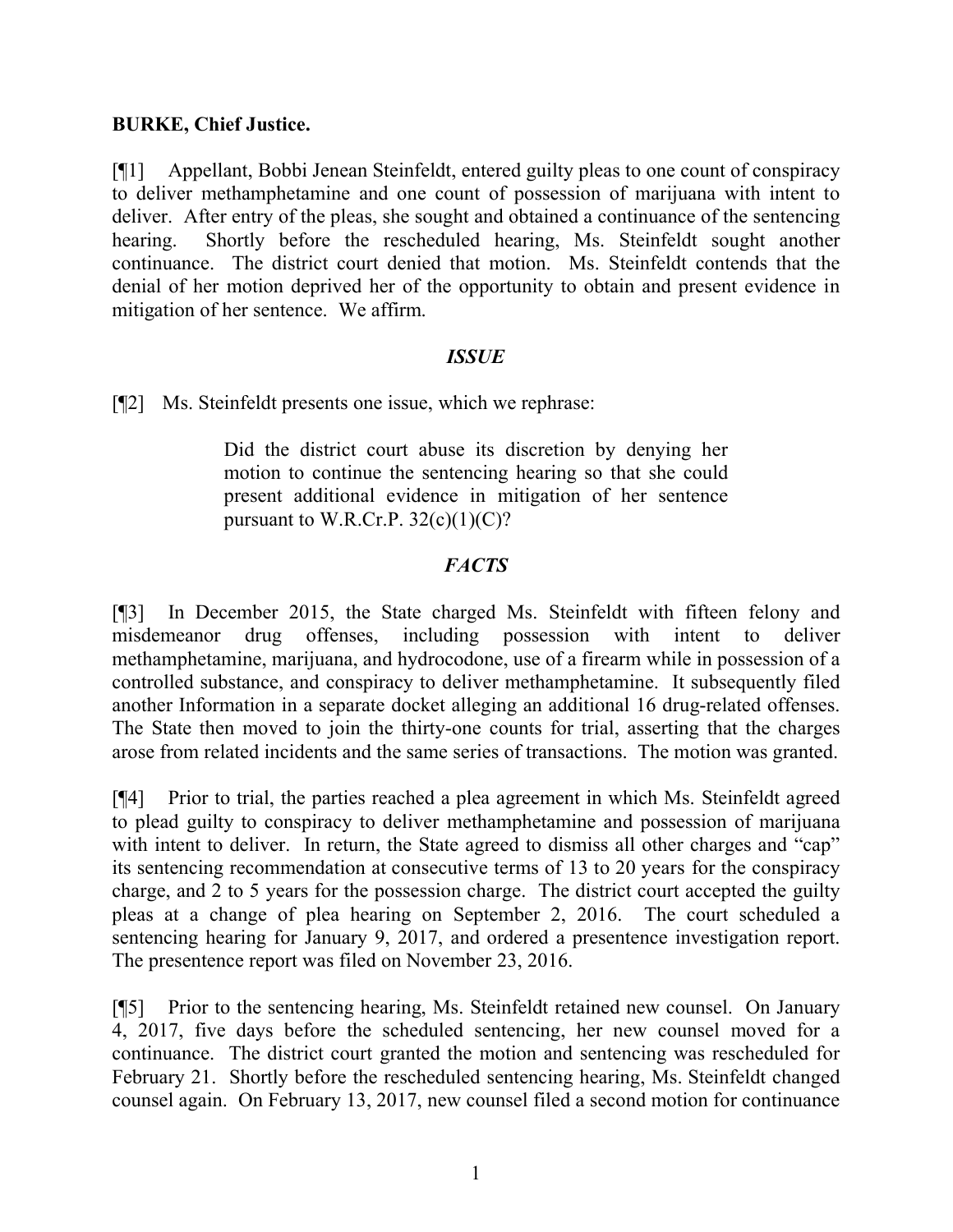**BURKE, Chief Justice.**

[¶1] Appellant, Bobbi Jenean Steinfeldt, entered guilty pleas to one count of conspiracy to deliver methamphetamine and one count of possession of marijuana with intent to deliver. After entry of the pleas, she sought and obtained a continuance of the sentencing hearing. Shortly before the rescheduled hearing, Ms. Steinfeldt sought another continuance. The district court denied that motion. Ms. Steinfeldt contends that the denial of her motion deprived her of the opportunity to obtain and present evidence in mitigation of her sentence. We affirm.

## *ISSUE*

[¶2] Ms. Steinfeldt presents one issue, which we rephrase:

> Did the district court abuse its discretion by denying her motion to continue the sentencing hearing so that she could present additional evidence in mitigation of her sentence pursuant to W.R.Cr.P. 32(c)(1)(C)?

## *FACTS*

[¶3] In December 2015, the State charged Ms. Steinfeldt with fifteen felony and misdemeanor drug offenses, including possession with intent to deliver methamphetamine, marijuana, and hydrocodone, use of a firearm while in possession of a controlled substance, and conspiracy to deliver methamphetamine. It subsequently filed another Information in a separate docket alleging an additional 16 drug-related offenses. The State then moved to join the thirty-one counts for trial, asserting that the charges arose from related incidents and the same series of transactions. The motion was granted.

[¶4] Prior to trial, the parties reached a plea agreement in which Ms. Steinfeldt agreed to plead guilty to conspiracy to deliver methamphetamine and possession of marijuana with intent to deliver. In return, the State agreed to dismiss all other charges and "cap" its sentencing recommendation at consecutive terms of 13 to 20 years for the conspiracy charge, and 2 to 5 years for the possession charge. The district court accepted the guilty pleas at a change of plea hearing on September 2, 2016. The court scheduled a sentencing hearing for January 9, 2017, and ordered a presentence investigation report. The presentence report was filed on November 23, 2016.

[¶5] Prior to the sentencing hearing, Ms. Steinfeldt retained new counsel. On January 4, 2017, five days before the scheduled sentencing, her new counsel moved for a continuance. The district court granted the motion and sentencing was rescheduled for February 21. Shortly before the rescheduled sentencing hearing, Ms. Steinfeldt changed counsel again. On February 13, 2017, new counsel filed a second motion for continuance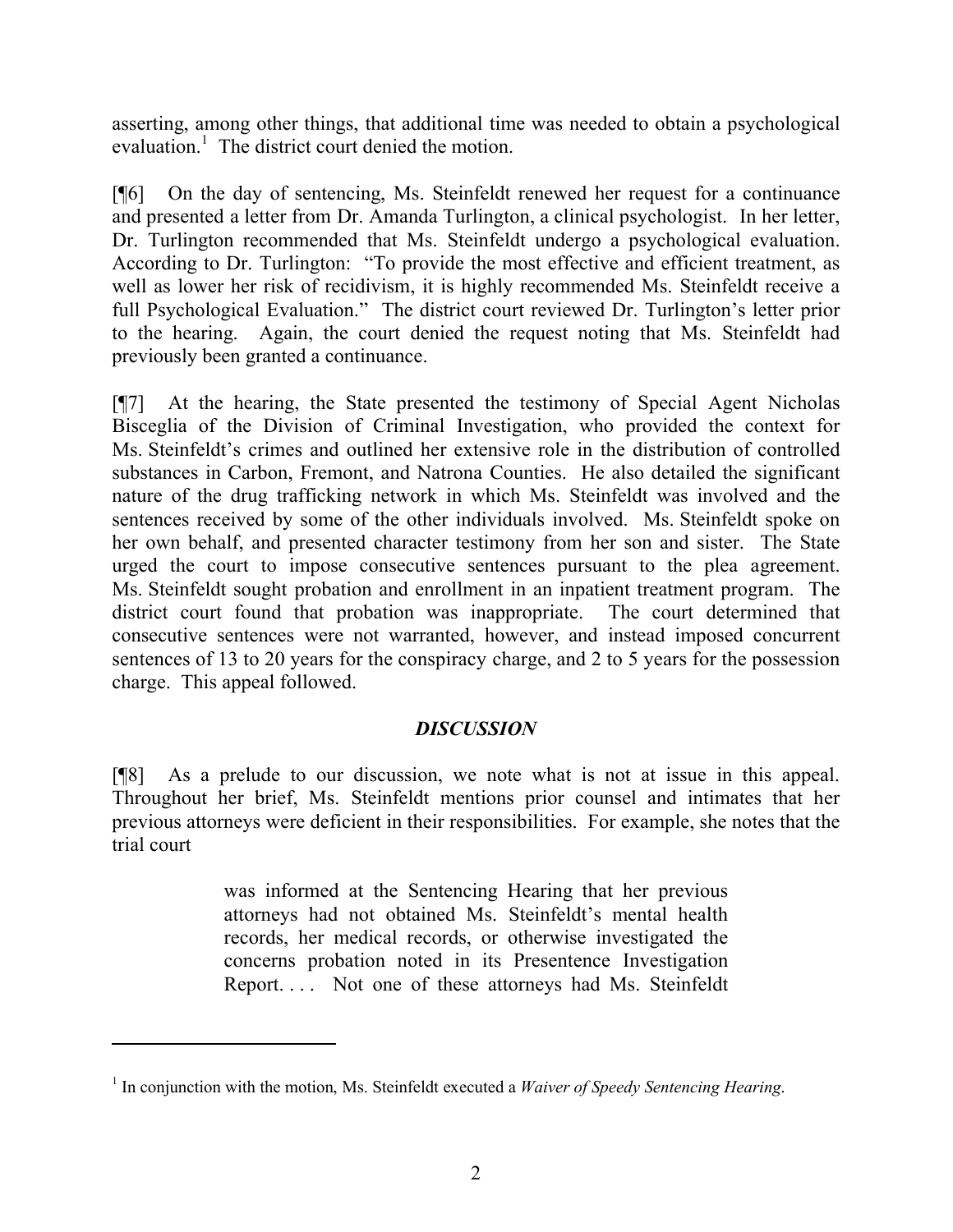asserting, among other things, that additional time was needed to obtain a psychological evaluation.[1] The district court denied the motion.

[¶6] On the day of sentencing, Ms. Steinfeldt renewed her request for a continuance and presented a letter from Dr. Amanda Turlington, a clinical psychologist. In her letter, Dr. Turlington recommended that Ms. Steinfeldt undergo a psychological evaluation. According to Dr. Turlington: "To provide the most effective and efficient treatment, as well as lower her risk of recidivism, it is highly recommended Ms. Steinfeldt receive a full Psychological Evaluation." The district court reviewed Dr. Turlington's letter prior to the hearing. Again, the court denied the request noting that Ms. Steinfeldt had previously been granted a continuance.

[¶7] At the hearing, the State presented the testimony of Special Agent Nicholas Bisceglia of the Division of Criminal Investigation, who provided the context for Ms. Steinfeldt's crimes and outlined her extensive role in the distribution of controlled substances in Carbon, Fremont, and Natrona Counties. He also detailed the significant nature of the drug trafficking network in which Ms. Steinfeldt was involved and the sentences received by some of the other individuals involved. Ms. Steinfeldt spoke on her own behalf, and presented character testimony from her son and sister. The State urged the court to impose consecutive sentences pursuant to the plea agreement. Ms. Steinfeldt sought probation and enrollment in an inpatient treatment program. The district court found that probation was inappropriate. The court determined that consecutive sentences were not warranted, however, and instead imposed concurrent sentences of 13 to 20 years for the conspiracy charge, and 2 to 5 years for the possession charge. This appeal followed.

## *DISCUSSION*

[¶8] As a prelude to our discussion, we note what is not at issue in this appeal. Throughout her brief, Ms. Steinfeldt mentions prior counsel and intimates that her previous attorneys were deficient in their responsibilities. For example, she notes that the trial court

> was informed at the Sentencing Hearing that her previous attorneys had not obtained Ms. Steinfeldt's mental health records, her medical records, or otherwise investigated the concerns probation noted in its Presentence Investigation Report. . . . Not one of these attorneys had Ms. Steinfeldt

---

[1] In conjunction with the motion, Ms. Steinfeldt executed a *Waiver of Speedy Sentencing Hearing*.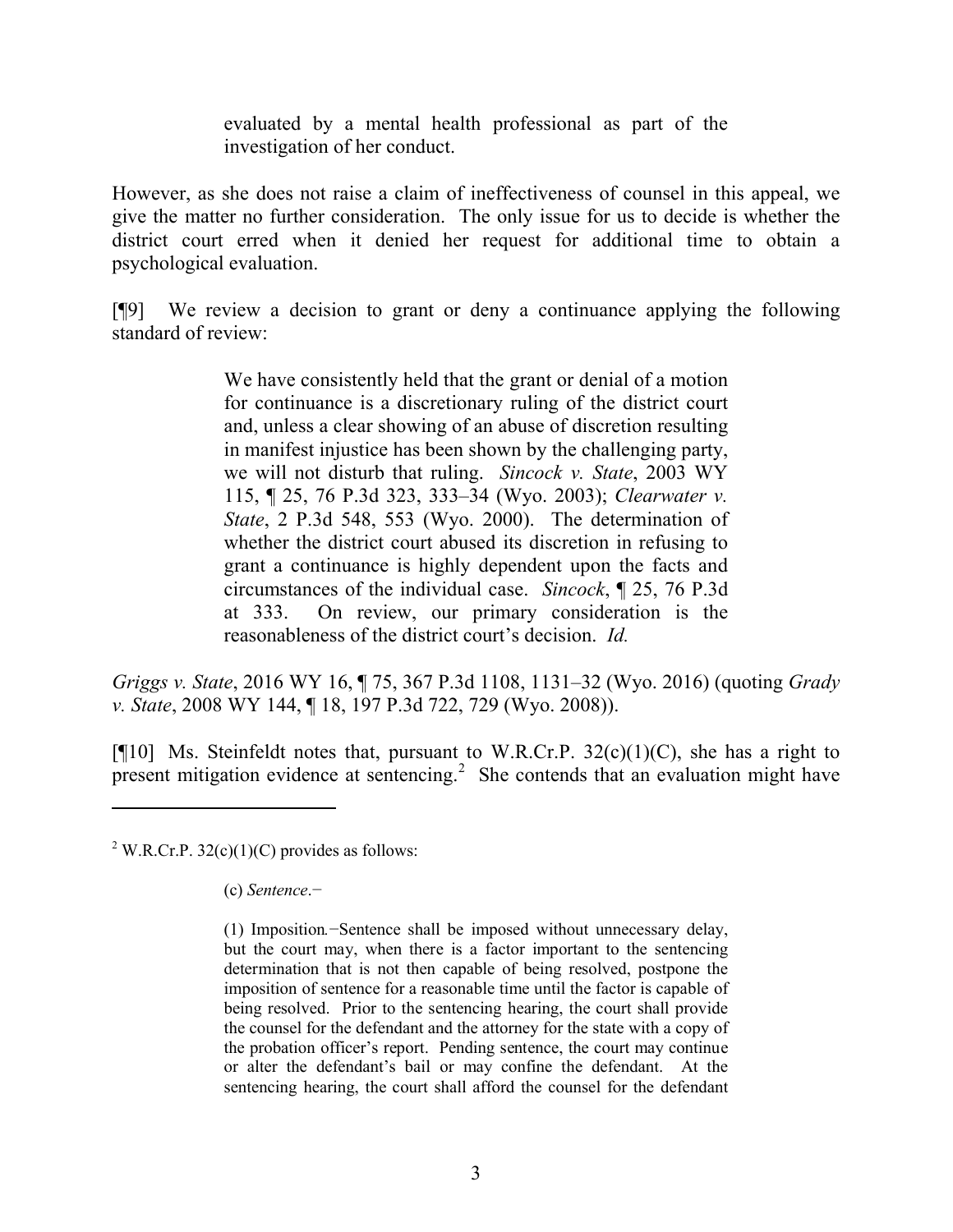> evaluated by a mental health professional as part of the investigation of her conduct.

However, as she does not raise a claim of ineffectiveness of counsel in this appeal, we give the matter no further consideration. The only issue for us to decide is whether the district court erred when it denied her request for additional time to obtain a psychological evaluation.

[¶9] We review a decision to grant or deny a continuance applying the following standard of review:

> We have consistently held that the grant or denial of a motion for continuance is a discretionary ruling of the district court and, unless a clear showing of an abuse of discretion resulting in manifest injustice has been shown by the challenging party, we will not disturb that ruling. *Sincock v. State*, 2003 WY 115, ¶ 25, 76 P.3d 323, 333–34 (Wyo. 2003); *Clearwater v. State*, 2 P.3d 548, 553 (Wyo. 2000). The determination of whether the district court abused its discretion in refusing to grant a continuance is highly dependent upon the facts and circumstances of the individual case. *Sincock*, ¶ 25, 76 P.3d at 333. On review, our primary consideration is the reasonableness of the district court's decision. *Id.*

*Griggs v. State*, 2016 WY 16, ¶ 75, 367 P.3d 1108, 1131–32 (Wyo. 2016) (quoting *Grady v. State*, 2008 WY 144, ¶ 18, 197 P.3d 722, 729 (Wyo. 2008)).

[¶10] Ms. Steinfeldt notes that, pursuant to W.R.Cr.P. 32(c)(1)(C), she has a right to present mitigation evidence at sentencing.[2] She contends that an evaluation might have

---

[2] W.R.Cr.P. 32(c)(1)(C) provides as follows:

> (c) *Sentence*.−
>
> (1) Imposition.−Sentence shall be imposed without unnecessary delay, but the court may, when there is a factor important to the sentencing determination that is not then capable of being resolved, postpone the imposition of sentence for a reasonable time until the factor is capable of being resolved. Prior to the sentencing hearing, the court shall provide the counsel for the defendant and the attorney for the state with a copy of the probation officer's report. Pending sentence, the court may continue or alter the defendant's bail or may confine the defendant. At the sentencing hearing, the court shall afford the counsel for the defendant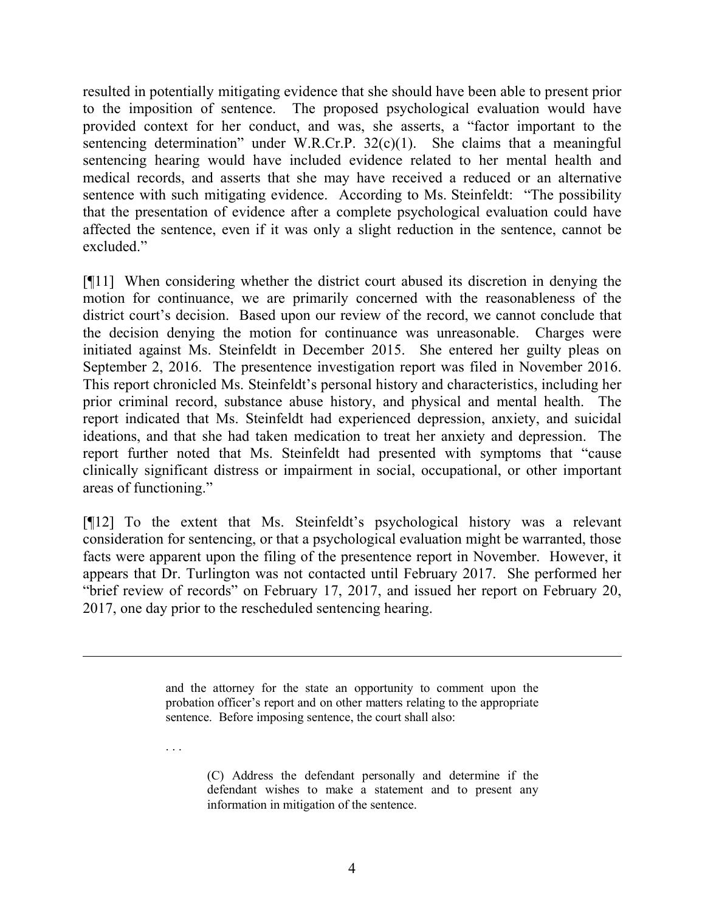resulted in potentially mitigating evidence that she should have been able to present prior to the imposition of sentence. The proposed psychological evaluation would have provided context for her conduct, and was, she asserts, a "factor important to the sentencing determination" under W.R.Cr.P. 32(c)(1). She claims that a meaningful sentencing hearing would have included evidence related to her mental health and medical records, and asserts that she may have received a reduced or an alternative sentence with such mitigating evidence. According to Ms. Steinfeldt: "The possibility that the presentation of evidence after a complete psychological evaluation could have affected the sentence, even if it was only a slight reduction in the sentence, cannot be excluded."

[¶11] When considering whether the district court abused its discretion in denying the motion for continuance, we are primarily concerned with the reasonableness of the district court's decision. Based upon our review of the record, we cannot conclude that the decision denying the motion for continuance was unreasonable. Charges were initiated against Ms. Steinfeldt in December 2015. She entered her guilty pleas on September 2, 2016. The presentence investigation report was filed in November 2016. This report chronicled Ms. Steinfeldt's personal history and characteristics, including her prior criminal record, substance abuse history, and physical and mental health. The report indicated that Ms. Steinfeldt had experienced depression, anxiety, and suicidal ideations, and that she had taken medication to treat her anxiety and depression. The report further noted that Ms. Steinfeldt had presented with symptoms that "cause clinically significant distress or impairment in social, occupational, or other important areas of functioning."

[¶12] To the extent that Ms. Steinfeldt's psychological history was a relevant consideration for sentencing, or that a psychological evaluation might be warranted, those facts were apparent upon the filing of the presentence report in November. However, it appears that Dr. Turlington was not contacted until February 2017. She performed her "brief review of records" on February 17, 2017, and issued her report on February 20, 2017, one day prior to the rescheduled sentencing hearing.

---

> and the attorney for the state an opportunity to comment upon the probation officer's report and on other matters relating to the appropriate sentence. Before imposing sentence, the court shall also:
>
> . . .
>
>> (C) Address the defendant personally and determine if the defendant wishes to make a statement and to present any information in mitigation of the sentence.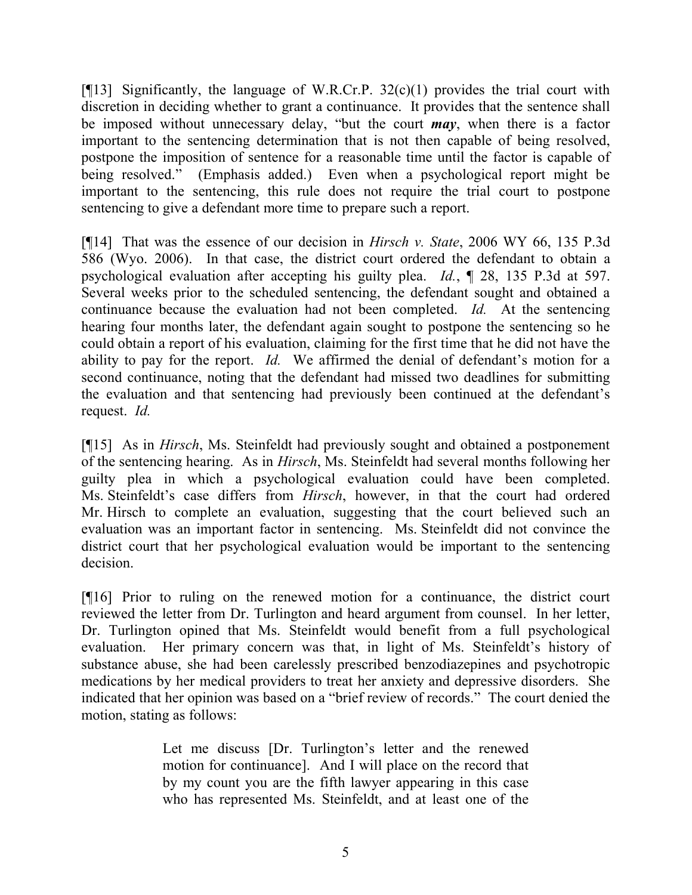[¶13] Significantly, the language of W.R.Cr.P. 32(c)(1) provides the trial court with discretion in deciding whether to grant a continuance. It provides that the sentence shall be imposed without unnecessary delay, "but the court ***may***, when there is a factor important to the sentencing determination that is not then capable of being resolved, postpone the imposition of sentence for a reasonable time until the factor is capable of being resolved." (Emphasis added.) Even when a psychological report might be important to the sentencing, this rule does not require the trial court to postpone sentencing to give a defendant more time to prepare such a report.

[¶14] That was the essence of our decision in *Hirsch v. State*, 2006 WY 66, 135 P.3d 586 (Wyo. 2006). In that case, the district court ordered the defendant to obtain a psychological evaluation after accepting his guilty plea. *Id.*, ¶ 28, 135 P.3d at 597. Several weeks prior to the scheduled sentencing, the defendant sought and obtained a continuance because the evaluation had not been completed. *Id.* At the sentencing hearing four months later, the defendant again sought to postpone the sentencing so he could obtain a report of his evaluation, claiming for the first time that he did not have the ability to pay for the report. *Id.* We affirmed the denial of defendant's motion for a second continuance, noting that the defendant had missed two deadlines for submitting the evaluation and that sentencing had previously been continued at the defendant's request. *Id.*

[¶15] As in *Hirsch*, Ms. Steinfeldt had previously sought and obtained a postponement of the sentencing hearing. As in *Hirsch*, Ms. Steinfeldt had several months following her guilty plea in which a psychological evaluation could have been completed. Ms. Steinfeldt's case differs from *Hirsch*, however, in that the court had ordered Mr. Hirsch to complete an evaluation, suggesting that the court believed such an evaluation was an important factor in sentencing. Ms. Steinfeldt did not convince the district court that her psychological evaluation would be important to the sentencing decision.

[¶16] Prior to ruling on the renewed motion for a continuance, the district court reviewed the letter from Dr. Turlington and heard argument from counsel. In her letter, Dr. Turlington opined that Ms. Steinfeldt would benefit from a full psychological evaluation. Her primary concern was that, in light of Ms. Steinfeldt's history of substance abuse, she had been carelessly prescribed benzodiazepines and psychotropic medications by her medical providers to treat her anxiety and depressive disorders. She indicated that her opinion was based on a "brief review of records." The court denied the motion, stating as follows:

> Let me discuss [Dr. Turlington's letter and the renewed motion for continuance]. And I will place on the record that by my count you are the fifth lawyer appearing in this case who has represented Ms. Steinfeldt, and at least one of the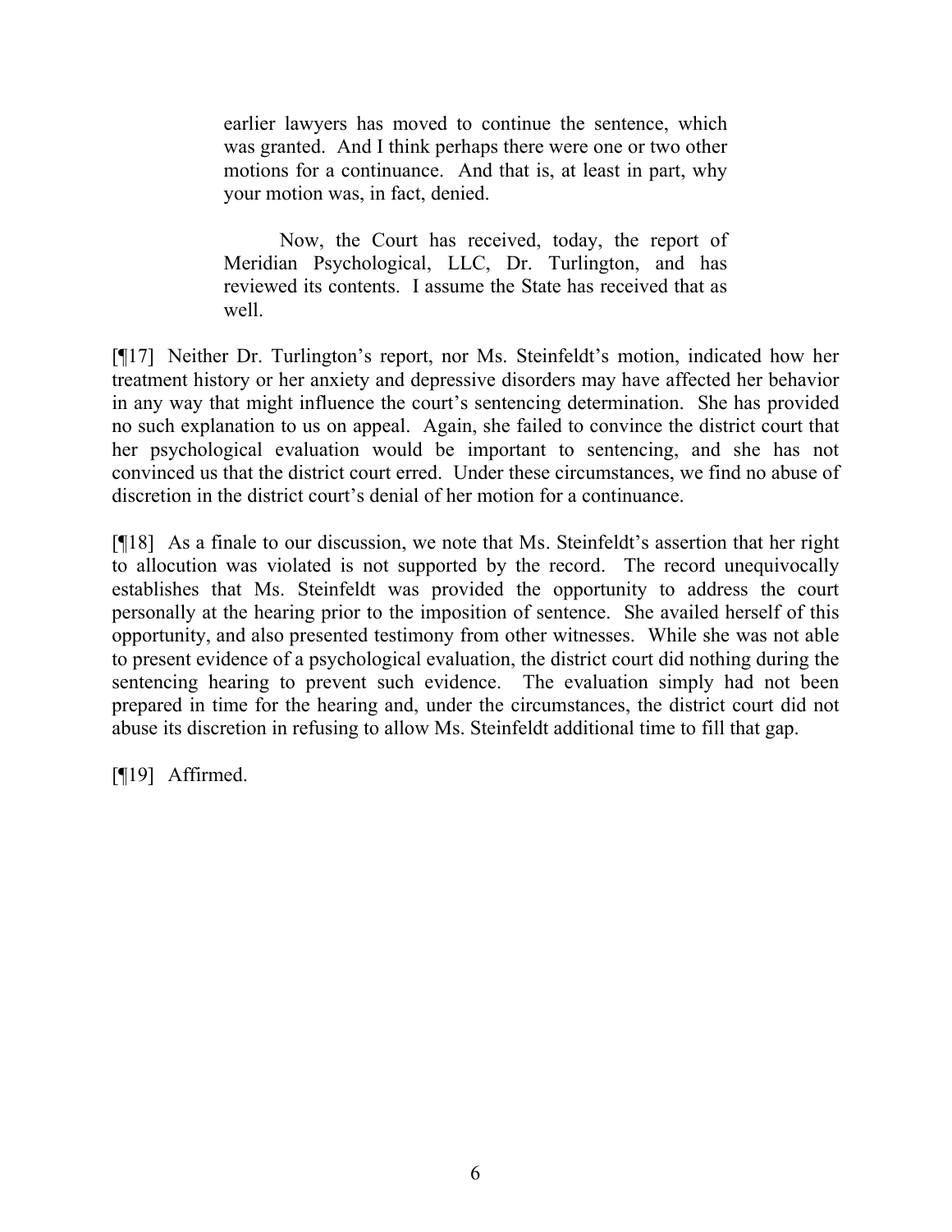> earlier lawyers has moved to continue the sentence, which was granted. And I think perhaps there were one or two other motions for a continuance. And that is, at least in part, why your motion was, in fact, denied.
>
> Now, the Court has received, today, the report of Meridian Psychological, LLC, Dr. Turlington, and has reviewed its contents. I assume the State has received that as well.

[¶17] Neither Dr. Turlington's report, nor Ms. Steinfeldt's motion, indicated how her treatment history or her anxiety and depressive disorders may have affected her behavior in any way that might influence the court's sentencing determination. She has provided no such explanation to us on appeal. Again, she failed to convince the district court that her psychological evaluation would be important to sentencing, and she has not convinced us that the district court erred. Under these circumstances, we find no abuse of discretion in the district court's denial of her motion for a continuance.

[¶18] As a finale to our discussion, we note that Ms. Steinfeldt's assertion that her right to allocution was violated is not supported by the record. The record unequivocally establishes that Ms. Steinfeldt was provided the opportunity to address the court personally at the hearing prior to the imposition of sentence. She availed herself of this opportunity, and also presented testimony from other witnesses. While she was not able to present evidence of a psychological evaluation, the district court did nothing during the sentencing hearing to prevent such evidence. The evaluation simply had not been prepared in time for the hearing and, under the circumstances, the district court did not abuse its discretion in refusing to allow Ms. Steinfeldt additional time to fill that gap.

[¶19] Affirmed.